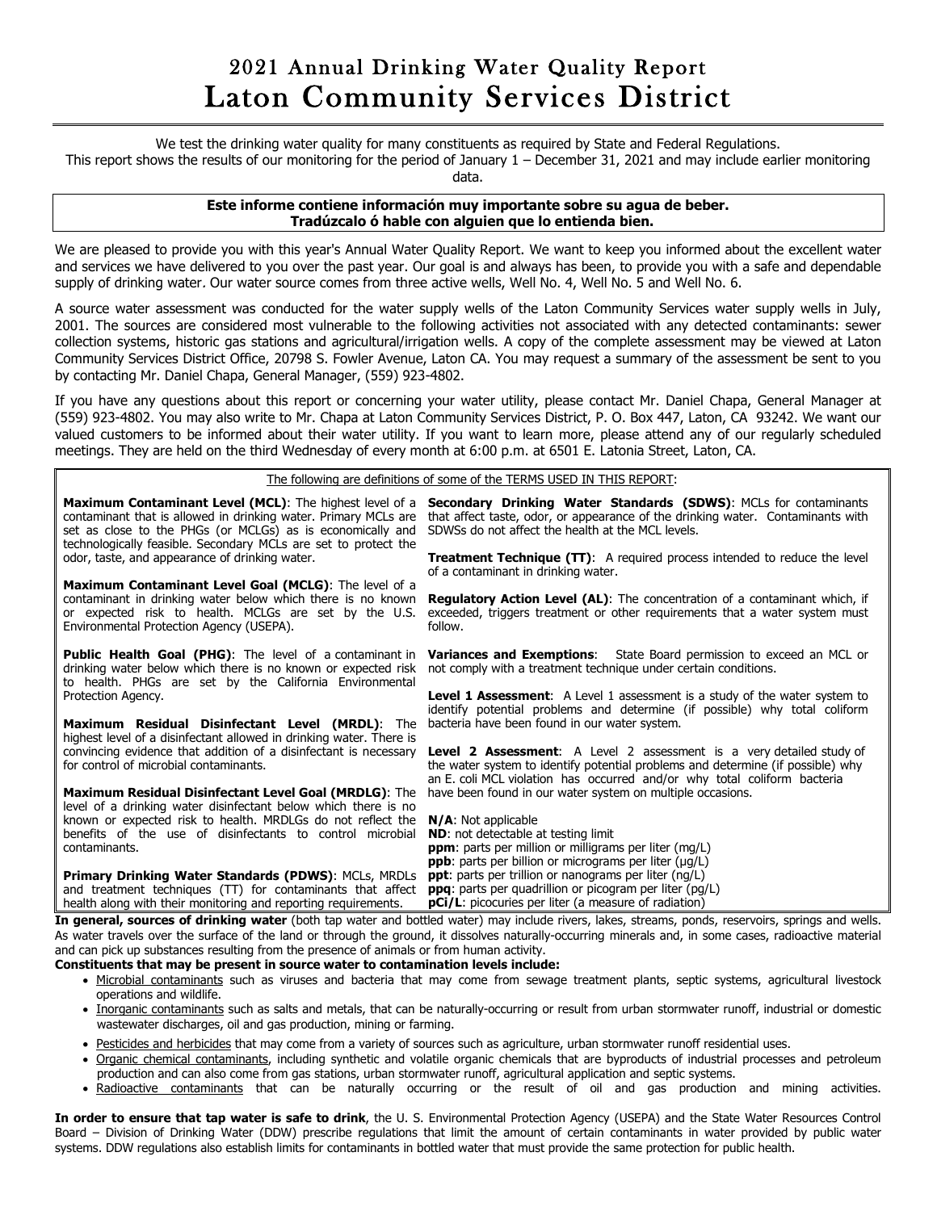# 2021 Annual Drinking Water Quality Report
# Laton Community Services District

We test the drinking water quality for many constituents as required by State and Federal Regulations.
This report shows the results of our monitoring for the period of January 1 – December 31, 2021 and may include earlier monitoring data.

**Este informe contiene información muy importante sobre su agua de beber.**
**Tradúzcalo ó hable con alguien que lo entienda bien.**

We are pleased to provide you with this year's Annual Water Quality Report. We want to keep you informed about the excellent water and services we have delivered to you over the past year. Our goal is and always has been, to provide you with a safe and dependable supply of drinking water. Our water source comes from three active wells, Well No. 4, Well No. 5 and Well No. 6.

A source water assessment was conducted for the water supply wells of the Laton Community Services water supply wells in July, 2001. The sources are considered most vulnerable to the following activities not associated with any detected contaminants: sewer collection systems, historic gas stations and agricultural/irrigation wells. A copy of the complete assessment may be viewed at Laton Community Services District Office, 20798 S. Fowler Avenue, Laton CA. You may request a summary of the assessment be sent to you by contacting Mr. Daniel Chapa, General Manager, (559) 923-4802.

If you have any questions about this report or concerning your water utility, please contact Mr. Daniel Chapa, General Manager at (559) 923-4802. You may also write to Mr. Chapa at Laton Community Services District, P. O. Box 447, Laton, CA 93242. We want our valued customers to be informed about their water utility. If you want to learn more, please attend any of our regularly scheduled meetings. They are held on the third Wednesday of every month at 6:00 p.m. at 6501 E. Latonia Street, Laton, CA.

The following are definitions of some of the TERMS USED IN THIS REPORT:

**Maximum Contaminant Level (MCL)**: The highest level of a contaminant that is allowed in drinking water. Primary MCLs are set as close to the PHGs (or MCLGs) as is economically and technologically feasible. Secondary MCLs are set to protect the odor, taste, and appearance of drinking water.

**Maximum Contaminant Level Goal (MCLG)**: The level of a contaminant in drinking water below which there is no known or expected risk to health. MCLGs are set by the U.S. Environmental Protection Agency (USEPA).

**Public Health Goal (PHG)**: The level of a contaminant in drinking water below which there is no known or expected risk to health. PHGs are set by the California Environmental Protection Agency.

**Maximum Residual Disinfectant Level (MRDL)**: The highest level of a disinfectant allowed in drinking water. There is convincing evidence that addition of a disinfectant is necessary for control of microbial contaminants.

**Maximum Residual Disinfectant Level Goal (MRDLG)**: The level of a drinking water disinfectant below which there is no known or expected risk to health. MRDLGs do not reflect the benefits of the use of disinfectants to control microbial contaminants.

**Primary Drinking Water Standards (PDWS)**: MCLs, MRDLs and treatment techniques (TT) for contaminants that affect health along with their monitoring and reporting requirements.

**Secondary Drinking Water Standards (SDWS)**: MCLs for contaminants that affect taste, odor, or appearance of the drinking water. Contaminants with SDWSs do not affect the health at the MCL levels.

**Treatment Technique (TT)**: A required process intended to reduce the level of a contaminant in drinking water.

**Regulatory Action Level (AL)**: The concentration of a contaminant which, if exceeded, triggers treatment or other requirements that a water system must follow.

**Variances and Exemptions**: State Board permission to exceed an MCL or not comply with a treatment technique under certain conditions.

**Level 1 Assessment**: A Level 1 assessment is a study of the water system to identify potential problems and determine (if possible) why total coliform bacteria have been found in our water system.

**Level 2 Assessment**: A Level 2 assessment is a very detailed study of the water system to identify potential problems and determine (if possible) why an E. coli MCL violation has occurred and/or why total coliform bacteria have been found in our water system on multiple occasions.

**N/A**: Not applicable
**ND**: not detectable at testing limit
**ppm**: parts per million or milligrams per liter (mg/L)
**ppb**: parts per billion or micrograms per liter (µg/L)
**ppt**: parts per trillion or nanograms per liter (ng/L)
**ppq**: parts per quadrillion or picogram per liter (pg/L)
**pCi/L**: picocuries per liter (a measure of radiation)

**In general, sources of drinking water** (both tap water and bottled water) may include rivers, lakes, streams, ponds, reservoirs, springs and wells. As water travels over the surface of the land or through the ground, it dissolves naturally-occurring minerals and, in some cases, radioactive material and can pick up substances resulting from the presence of animals or from human activity.

**Constituents that may be present in source water to contamination levels include:**

- Microbial contaminants such as viruses and bacteria that may come from sewage treatment plants, septic systems, agricultural livestock operations and wildlife.
- Inorganic contaminants such as salts and metals, that can be naturally-occurring or result from urban stormwater runoff, industrial or domestic wastewater discharges, oil and gas production, mining or farming.
- Pesticides and herbicides that may come from a variety of sources such as agriculture, urban stormwater runoff residential uses.
- Organic chemical contaminants, including synthetic and volatile organic chemicals that are byproducts of industrial processes and petroleum production and can also come from gas stations, urban stormwater runoff, agricultural application and septic systems.
- Radioactive contaminants that can be naturally occurring or the result of oil and gas production and mining activities.

**In order to ensure that tap water is safe to drink**, the U. S. Environmental Protection Agency (USEPA) and the State Water Resources Control Board – Division of Drinking Water (DDW) prescribe regulations that limit the amount of certain contaminants in water provided by public water systems. DDW regulations also establish limits for contaminants in bottled water that must provide the same protection for public health.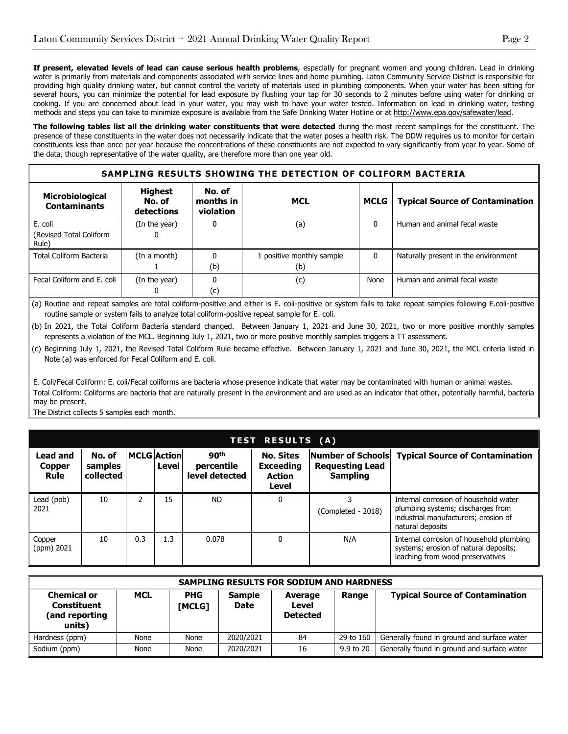**If present, elevated levels of lead can cause serious health problems**, especially for pregnant women and young children. Lead in drinking water is primarily from materials and components associated with service lines and home plumbing. Laton Community Service District is responsible for providing high quality drinking water, but cannot control the variety of materials used in plumbing components. When your water has been sitting for several hours, you can minimize the potential for lead exposure by flushing your tap for 30 seconds to 2 minutes before using water for drinking or cooking. If you are concerned about lead in your water, you may wish to have your water tested. Information on lead in drinking water, testing methods and steps you can take to minimize exposure is available from the Safe Drinking Water Hotline or at http://www.epa.gov/safewater/lead.

**The following tables list all the drinking water constituents that were detected** during the most recent samplings for the constituent. The presence of these constituents in the water does not necessarily indicate that the water poses a health risk. The DDW requires us to monitor for certain constituents less than once per year because the concentrations of these constituents are not expected to vary significantly from year to year. Some of the data, though representative of the water quality, are therefore more than one year old.

| SAMPLING RESULTS SHOWING THE DETECTION OF COLIFORM BACTERIA | | | | | |
|---|---|---|---|---|---|
| **Microbiological Contaminants** | **Highest No. of detections** | **No. of months in violation** | **MCL** | **MCLG** | **Typical Source of Contamination** |
| E. coli (Revised Total Coliform Rule) | (In the year) 0 | 0 | (a) | 0 | Human and animal fecal waste |
| Total Coliform Bacteria | (In a month) 1 | 0 (b) | 1 positive monthly sample (b) | 0 | Naturally present in the environment |
| Fecal Coliform and E. coli | (In the year) 0 | 0 (c) | (c) | None | Human and animal fecal waste |

(a) Routine and repeat samples are total coliform-positive and either is E. coli-positive or system fails to take repeat samples following E.coli-positive routine sample or system fails to analyze total coliform-positive repeat sample for E. coli.

(b) In 2021, the Total Coliform Bacteria standard changed. Between January 1, 2021 and June 30, 2021, two or more positive monthly samples represents a violation of the MCL. Beginning July 1, 2021, two or more positive monthly samples triggers a TT assessment.

(c) Beginning July 1, 2021, the Revised Total Coliform Rule became effective. Between January 1, 2021 and June 30, 2021, the MCL criteria listed in Note (a) was enforced for Fecal Coliform and E. coli.

E. Coli/Fecal Coliform: E. coli/Fecal coliforms are bacteria whose presence indicate that water may be contaminated with human or animal wastes.

Total Coliform: Coliforms are bacteria that are naturally present in the environment and are used as an indicator that other, potentially harmful, bacteria may be present.

The District collects 5 samples each month.

| TEST RESULTS (A) | | | | | | | |
|---|---|---|---|---|---|---|---|
| **Lead and Copper Rule** | **No. of samples collected** | **MCLG** | **Action Level** | **90th percentile level detected** | **No. Sites Exceeding Action Level** | **Number of Schools Requesting Lead Sampling** | **Typical Source of Contamination** |
| Lead (ppb) 2021 | 10 | 2 | 15 | ND | 0 | 3 (Completed - 2018) | Internal corrosion of household water plumbing systems; discharges from industrial manufacturers; erosion of natural deposits |
| Copper (ppm) 2021 | 10 | 0.3 | 1.3 | 0.078 | 0 | N/A | Internal corrosion of household plumbing systems; erosion of natural deposits; leaching from wood preservatives |

| SAMPLING RESULTS FOR SODIUM AND HARDNESS | | | | | | |
|---|---|---|---|---|---|---|
| **Chemical or Constituent (and reporting units)** | **MCL** | **PHG [MCLG]** | **Sample Date** | **Average Level Detected** | **Range** | **Typical Source of Contamination** |
| Hardness (ppm) | None | None | 2020/2021 | 84 | 29 to 160 | Generally found in ground and surface water |
| Sodium (ppm) | None | None | 2020/2021 | 16 | 9.9 to 20 | Generally found in ground and surface water |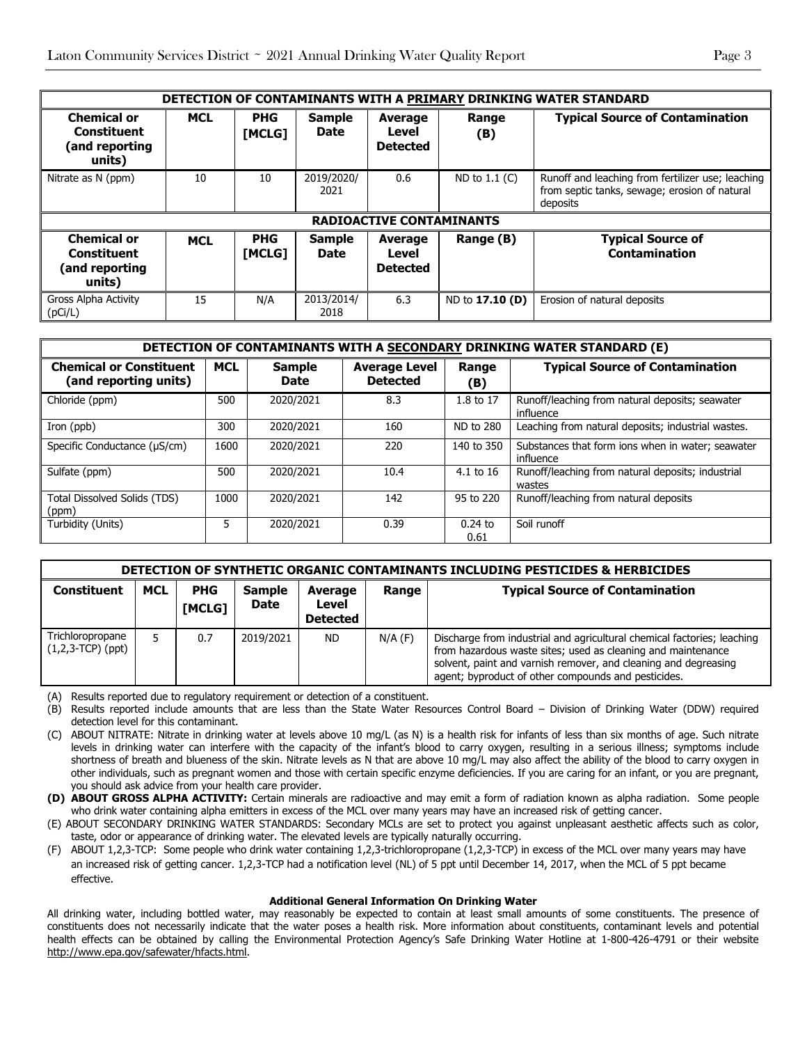| DETECTION OF CONTAMINANTS WITH A **PRIMARY** DRINKING WATER STANDARD | | | | | | |
|---|---|---|---|---|---|---|
| **Chemical or Constituent (and reporting units)** | **MCL** | **PHG [MCLG]** | **Sample Date** | **Average Level Detected** | **Range (B)** | **Typical Source of Contamination** |
| Nitrate as N (ppm) | 10 | 10 | 2019/2020/ 2021 | 0.6 | ND to 1.1 (C) | Runoff and leaching from fertilizer use; leaching from septic tanks, sewage; erosion of natural deposits |
| **RADIOACTIVE CONTAMINANTS** | | | | | | |
| **Chemical or Constituent (and reporting units)** | **MCL** | **PHG [MCLG]** | **Sample Date** | **Average Level Detected** | **Range (B)** | **Typical Source of Contamination** |
| Gross Alpha Activity (pCi/L) | 15 | N/A | 2013/2014/ 2018 | 6.3 | ND to **17.10 (D)** | Erosion of natural deposits |

| DETECTION OF CONTAMINANTS WITH A **SECONDARY** DRINKING WATER STANDARD (E) | | | | | |
|---|---|---|---|---|---|
| **Chemical or Constituent (and reporting units)** | **MCL** | **Sample Date** | **Average Level Detected** | **Range (B)** | **Typical Source of Contamination** |
| Chloride (ppm) | 500 | 2020/2021 | 8.3 | 1.8 to 17 | Runoff/leaching from natural deposits; seawater influence |
| Iron (ppb) | 300 | 2020/2021 | 160 | ND to 280 | Leaching from natural deposits; industrial wastes. |
| Specific Conductance (µS/cm) | 1600 | 2020/2021 | 220 | 140 to 350 | Substances that form ions when in water; seawater influence |
| Sulfate (ppm) | 500 | 2020/2021 | 10.4 | 4.1 to 16 | Runoff/leaching from natural deposits; industrial wastes |
| Total Dissolved Solids (TDS) (ppm) | 1000 | 2020/2021 | 142 | 95 to 220 | Runoff/leaching from natural deposits |
| Turbidity (Units) | 5 | 2020/2021 | 0.39 | 0.24 to 0.61 | Soil runoff |

| DETECTION OF SYNTHETIC ORGANIC CONTAMINANTS INCLUDING PESTICIDES & HERBICIDES | | | | | | |
|---|---|---|---|---|---|---|
| **Constituent** | **MCL** | **PHG [MCLG]** | **Sample Date** | **Average Level Detected** | **Range** | **Typical Source of Contamination** |
| Trichloropropane (1,2,3-TCP) (ppt) | 5 | 0.7 | 2019/2021 | ND | N/A (F) | Discharge from industrial and agricultural chemical factories; leaching from hazardous waste sites; used as cleaning and maintenance solvent, paint and varnish remover, and cleaning and degreasing agent; byproduct of other compounds and pesticides. |

(A) Results reported due to regulatory requirement or detection of a constituent.

(B) Results reported include amounts that are less than the State Water Resources Control Board – Division of Drinking Water (DDW) required detection level for this contaminant.

(C) ABOUT NITRATE: Nitrate in drinking water at levels above 10 mg/L (as N) is a health risk for infants of less than six months of age. Such nitrate levels in drinking water can interfere with the capacity of the infant's blood to carry oxygen, resulting in a serious illness; symptoms include shortness of breath and blueness of the skin. Nitrate levels as N that are above 10 mg/L may also affect the ability of the blood to carry oxygen in other individuals, such as pregnant women and those with certain specific enzyme deficiencies. If you are caring for an infant, or you are pregnant, you should ask advice from your health care provider.

**(D) ABOUT GROSS ALPHA ACTIVITY:** Certain minerals are radioactive and may emit a form of radiation known as alpha radiation. Some people who drink water containing alpha emitters in excess of the MCL over many years may have an increased risk of getting cancer.

(E) ABOUT SECONDARY DRINKING WATER STANDARDS: Secondary MCLs are set to protect you against unpleasant aesthetic affects such as color, taste, odor or appearance of drinking water. The elevated levels are typically naturally occurring.

(F) ABOUT 1,2,3-TCP: Some people who drink water containing 1,2,3-trichloropropane (1,2,3-TCP) in excess of the MCL over many years may have an increased risk of getting cancer. 1,2,3-TCP had a notification level (NL) of 5 ppt until December 14, 2017, when the MCL of 5 ppt became effective.

**Additional General Information On Drinking Water**

All drinking water, including bottled water, may reasonably be expected to contain at least small amounts of some constituents. The presence of constituents does not necessarily indicate that the water poses a health risk. More information about constituents, contaminant levels and potential health effects can be obtained by calling the Environmental Protection Agency's Safe Drinking Water Hotline at 1-800-426-4791 or their website http://www.epa.gov/safewater/hfacts.html.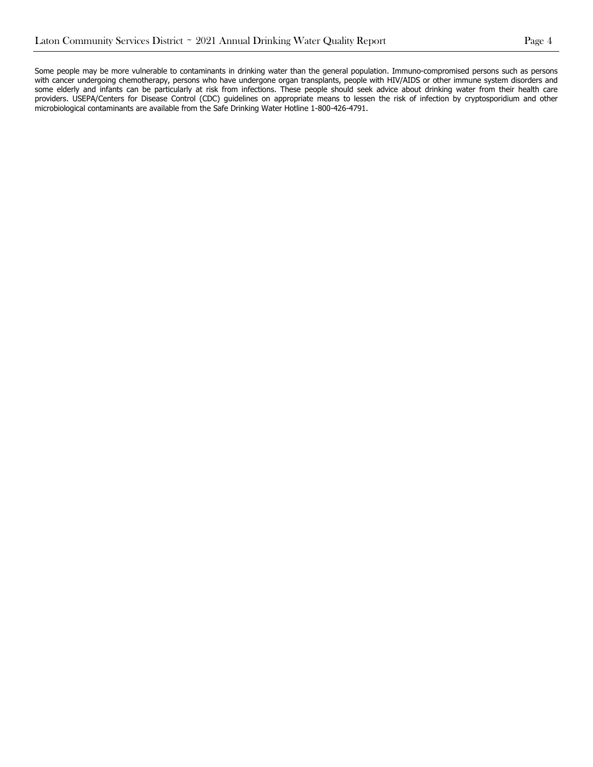Some people may be more vulnerable to contaminants in drinking water than the general population. Immuno-compromised persons such as persons with cancer undergoing chemotherapy, persons who have undergone organ transplants, people with HIV/AIDS or other immune system disorders and some elderly and infants can be particularly at risk from infections. These people should seek advice about drinking water from their health care providers. USEPA/Centers for Disease Control (CDC) guidelines on appropriate means to lessen the risk of infection by cryptosporidium and other microbiological contaminants are available from the Safe Drinking Water Hotline 1-800-426-4791.